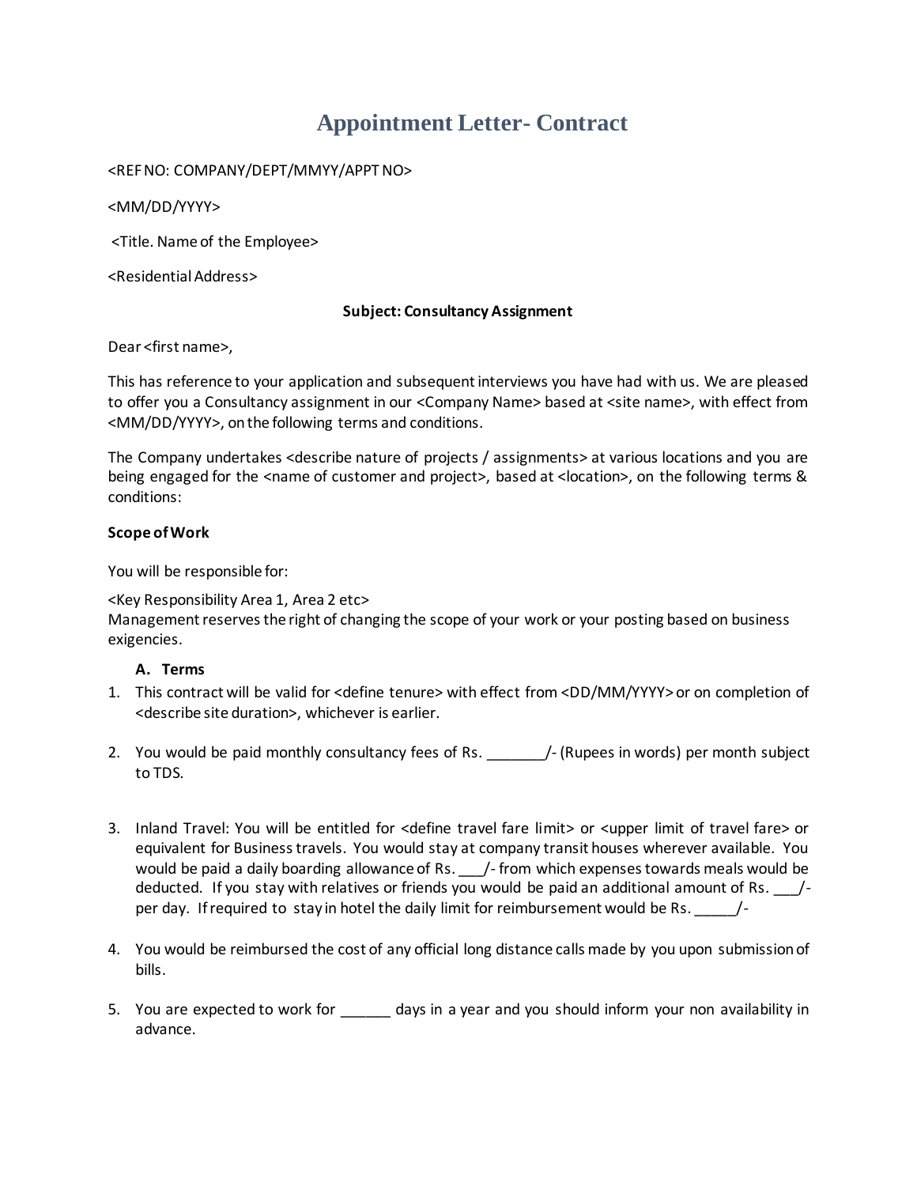# Appointment Letter- Contract

<REF NO: COMPANY/DEPT/MMYY/APPT NO>

<MM/DD/YYYY>

<Title. Name of the Employee>

<Residential Address>

**Subject: Consultancy Assignment**

Dear <first name>,

This has reference to your application and subsequent interviews you have had with us. We are pleased to offer you a Consultancy assignment in our <Company Name> based at <site name>, with effect from <MM/DD/YYYY>, on the following terms and conditions.

The Company undertakes <describe nature of projects / assignments> at various locations and you are being engaged for the <name of customer and project>, based at <location>, on the following terms & conditions:

**Scope of Work**

You will be responsible for:

<Key Responsibility Area 1, Area 2 etc>
Management reserves the right of changing the scope of your work or your posting based on business exigencies.

**A. Terms**

1. This contract will be valid for <define tenure> with effect from <DD/MM/YYYY> or on completion of <describe site duration>, whichever is earlier.

2. You would be paid monthly consultancy fees of Rs. _______/- (Rupees in words) per month subject to TDS.

3. Inland Travel: You will be entitled for <define travel fare limit> or <upper limit of travel fare> or equivalent for Business travels. You would stay at company transit houses wherever available. You would be paid a daily boarding allowance of Rs. ___/- from which expenses towards meals would be deducted. If you stay with relatives or friends you would be paid an additional amount of Rs. ___/- per day. If required to stay in hotel the daily limit for reimbursement would be Rs. _____/-

4. You would be reimbursed the cost of any official long distance calls made by you upon submission of bills.

5. You are expected to work for ______ days in a year and you should inform your non availability in advance.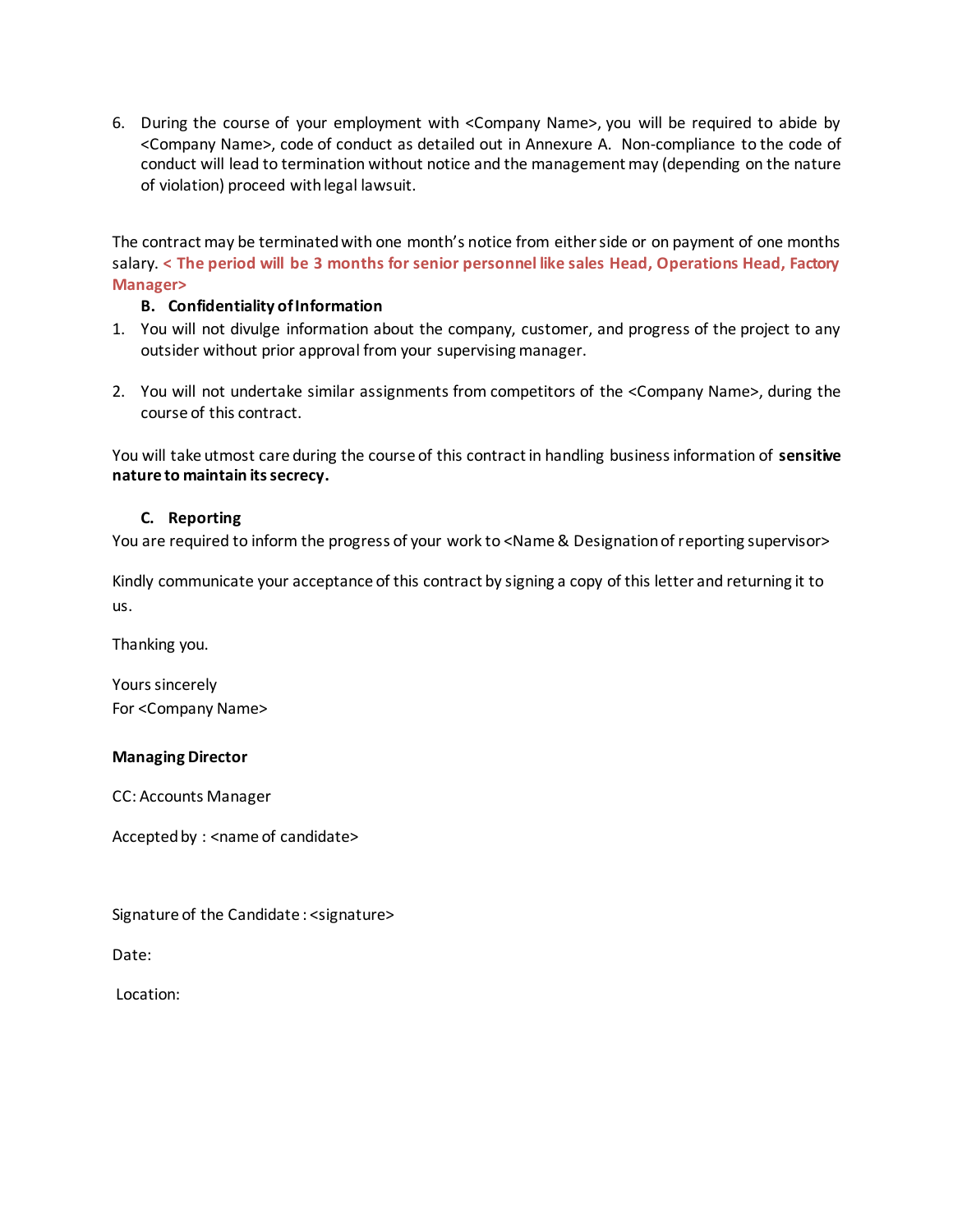6. During the course of your employment with <Company Name>, you will be required to abide by <Company Name>, code of conduct as detailed out in Annexure A. Non-compliance to the code of conduct will lead to termination without notice and the management may (depending on the nature of violation) proceed with legal lawsuit.

The contract may be terminated with one month's notice from either side or on payment of one months salary. **< The period will be 3 months for senior personnel like sales Head, Operations Head, Factory Manager>**

**B. Confidentiality of Information**

1. You will not divulge information about the company, customer, and progress of the project to any outsider without prior approval from your supervising manager.

2. You will not undertake similar assignments from competitors of the <Company Name>, during the course of this contract.

You will take utmost care during the course of this contract in handling business information of **sensitive nature to maintain its secrecy.**

**C. Reporting**

You are required to inform the progress of your work to <Name & Designation of reporting supervisor>

Kindly communicate your acceptance of this contract by signing a copy of this letter and returning it to us.

Thanking you.

Yours sincerely
For <Company Name>

**Managing Director**

CC: Accounts Manager

Accepted by : <name of candidate>

Signature of the Candidate : <signature>

Date:

Location: